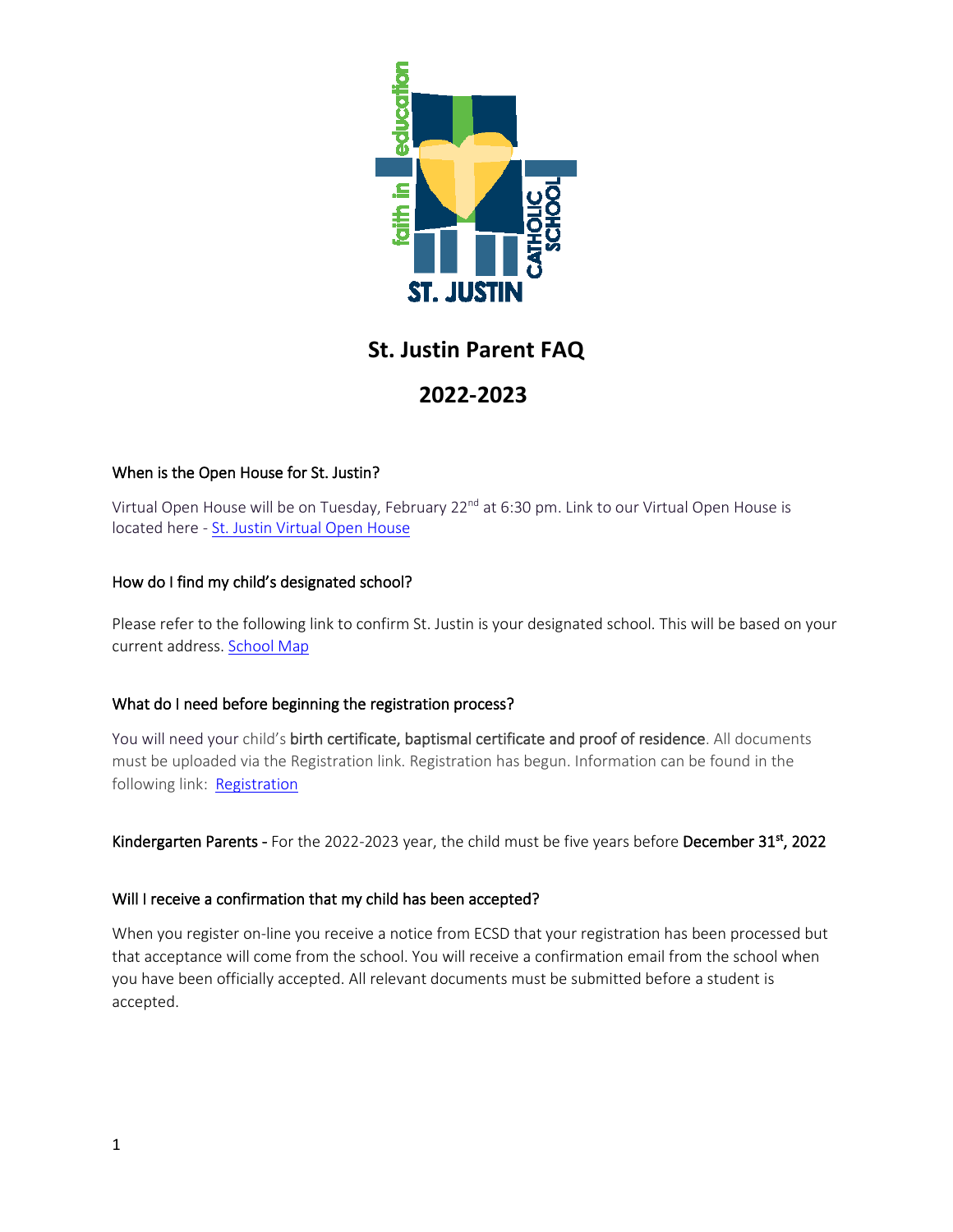# St. Justin Parent FAQ

# 2022-2023

### When is the Open House for St. Justin?

Virtual Open House will be on Tuesday, February 22nd at 6:30 pm. Link to our Virtual Open House is located here - St. Justin Virtual Open House

### How do I find my child's designated school?

Please refer to the following link to confirm St. Justin is your designated school. This will be based on your current address. School Map

### What do I need before beginning the registration process?

You will need your child's **birth certificate, baptismal certificate and proof of residence**. All documents must be uploaded via the Registration link. Registration has begun. Information can be found in the following link: Registration

**Kindergarten Parents** - For the 2022-2023 year, the child must be five years before **December 31st, 2022**

### Will I receive a confirmation that my child has been accepted?

When you register on-line you receive a notice from ECSD that your registration has been processed but that acceptance will come from the school. You will receive a confirmation email from the school when you have been officially accepted. All relevant documents must be submitted before a student is accepted.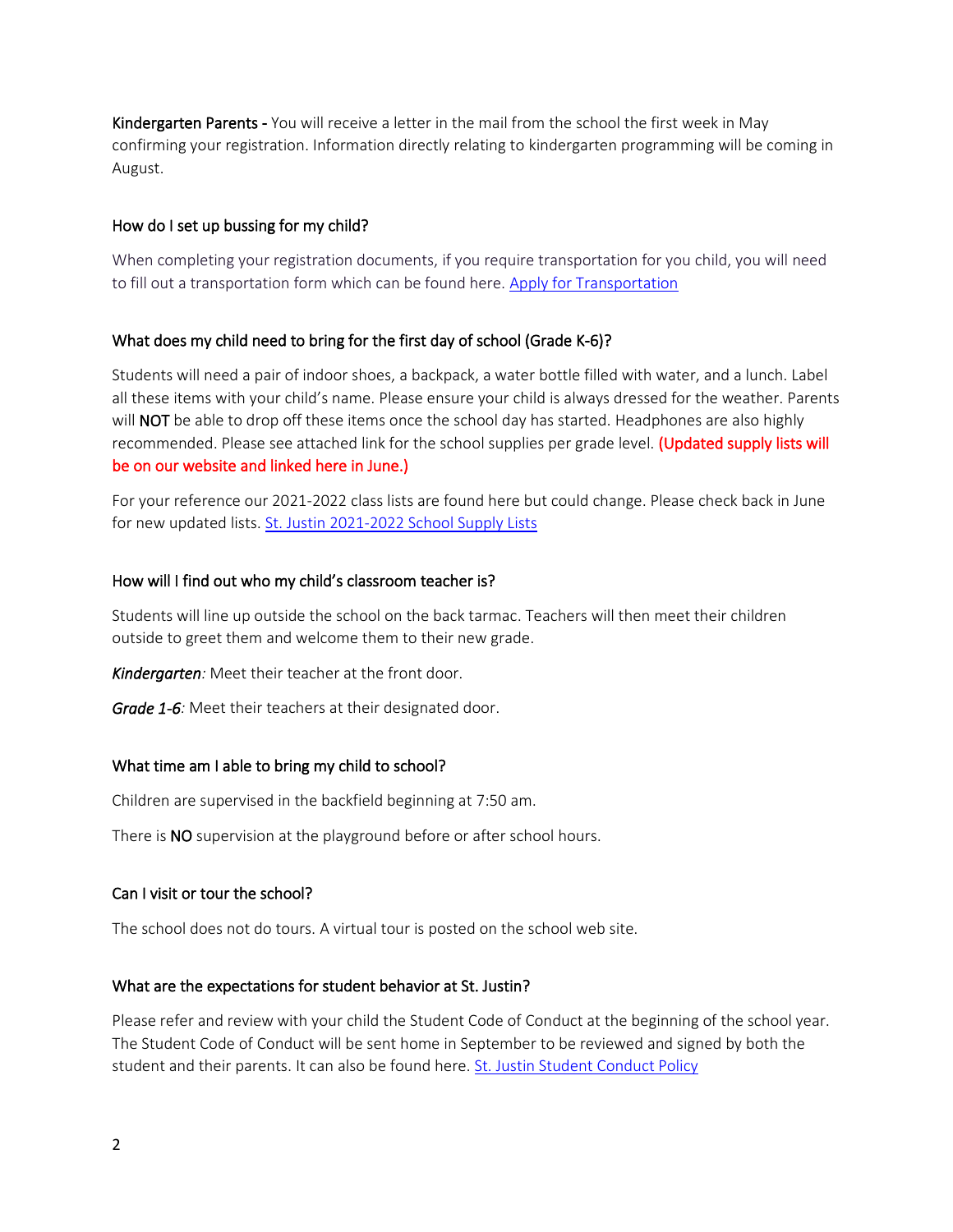**Kindergarten Parents -** You will receive a letter in the mail from the school the first week in May confirming your registration. Information directly relating to kindergarten programming will be coming in August.

### How do I set up bussing for my child?

When completing your registration documents, if you require transportation for you child, you will need to fill out a transportation form which can be found here. Apply for Transportation

### What does my child need to bring for the first day of school (Grade K-6)?

Students will need a pair of indoor shoes, a backpack, a water bottle filled with water, and a lunch. Label all these items with your child's name. Please ensure your child is always dressed for the weather. Parents will **NOT** be able to drop off these items once the school day has started. Headphones are also highly recommended. Please see attached link for the school supplies per grade level. **(Updated supply lists will be on our website and linked here in June.)**

For your reference our 2021-2022 class lists are found here but could change. Please check back in June for new updated lists. St. Justin 2021-2022 School Supply Lists

### How will I find out who my child's classroom teacher is?

Students will line up outside the school on the back tarmac. Teachers will then meet their children outside to greet them and welcome them to their new grade.

***Kindergarten****:* Meet their teacher at the front door.

***Grade 1-6****:* Meet their teachers at their designated door.

### What time am I able to bring my child to school?

Children are supervised in the backfield beginning at 7:50 am.

There is **NO** supervision at the playground before or after school hours.

### Can I visit or tour the school?

The school does not do tours. A virtual tour is posted on the school web site.

### What are the expectations for student behavior at St. Justin?

Please refer and review with your child the Student Code of Conduct at the beginning of the school year. The Student Code of Conduct will be sent home in September to be reviewed and signed by both the student and their parents. It can also be found here. St. Justin Student Conduct Policy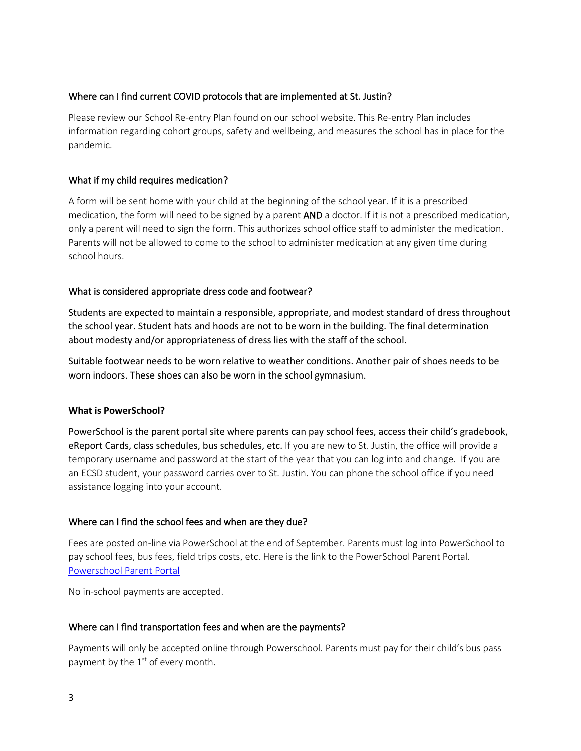### Where can I find current COVID protocols that are implemented at St. Justin?

Please review our School Re-entry Plan found on our school website. This Re-entry Plan includes information regarding cohort groups, safety and wellbeing, and measures the school has in place for the pandemic.

### What if my child requires medication?

A form will be sent home with your child at the beginning of the school year. If it is a prescribed medication, the form will need to be signed by a parent **AND** a doctor. If it is not a prescribed medication, only a parent will need to sign the form. This authorizes school office staff to administer the medication. Parents will not be allowed to come to the school to administer medication at any given time during school hours.

### What is considered appropriate dress code and footwear?

Students are expected to maintain a responsible, appropriate, and modest standard of dress throughout the school year. Student hats and hoods are not to be worn in the building. The final determination about modesty and/or appropriateness of dress lies with the staff of the school.

Suitable footwear needs to be worn relative to weather conditions. Another pair of shoes needs to be worn indoors. These shoes can also be worn in the school gymnasium.

### **What is PowerSchool?**

PowerSchool is the parent portal site where parents can pay school fees, access their child's gradebook, eReport Cards, class schedules, bus schedules, etc. If you are new to St. Justin, the office will provide a temporary username and password at the start of the year that you can log into and change. If you are an ECSD student, your password carries over to St. Justin. You can phone the school office if you need assistance logging into your account.

### Where can I find the school fees and when are they due?

Fees are posted on-line via PowerSchool at the end of September. Parents must log into PowerSchool to pay school fees, bus fees, field trips costs, etc. Here is the link to the PowerSchool Parent Portal. [Powerschool Parent Portal]

No in-school payments are accepted.

### Where can I find transportation fees and when are the payments?

Payments will only be accepted online through Powerschool. Parents must pay for their child's bus pass payment by the 1st of every month.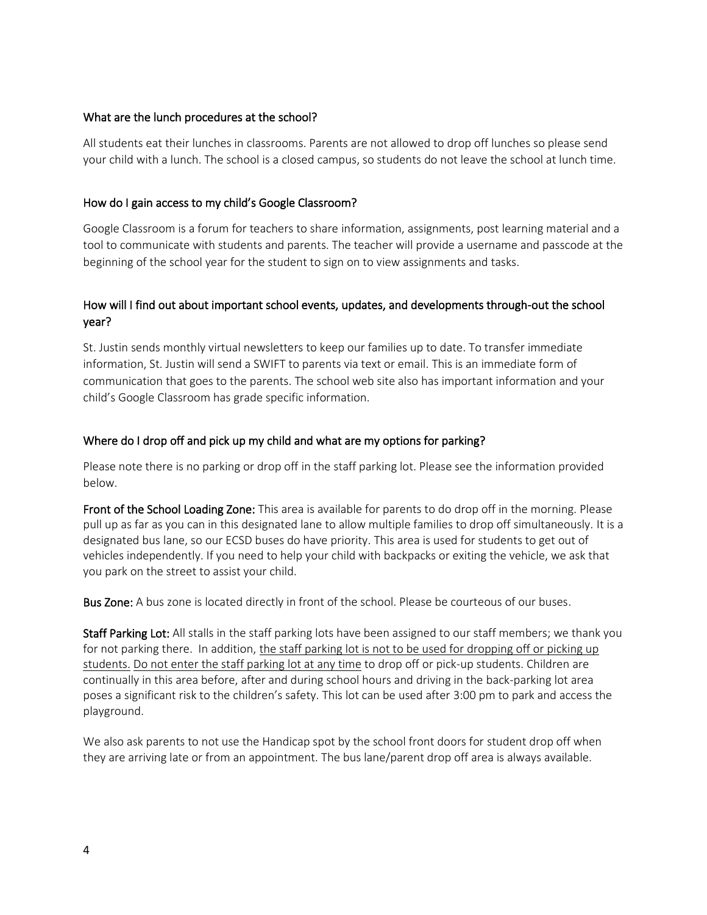## What are the lunch procedures at the school?

All students eat their lunches in classrooms. Parents are not allowed to drop off lunches so please send your child with a lunch. The school is a closed campus, so students do not leave the school at lunch time.

## How do I gain access to my child's Google Classroom?

Google Classroom is a forum for teachers to share information, assignments, post learning material and a tool to communicate with students and parents. The teacher will provide a username and passcode at the beginning of the school year for the student to sign on to view assignments and tasks.

## How will I find out about important school events, updates, and developments through-out the school year?

St. Justin sends monthly virtual newsletters to keep our families up to date. To transfer immediate information, St. Justin will send a SWIFT to parents via text or email. This is an immediate form of communication that goes to the parents. The school web site also has important information and your child's Google Classroom has grade specific information.

## Where do I drop off and pick up my child and what are my options for parking?

Please note there is no parking or drop off in the staff parking lot. Please see the information provided below.

**Front of the School Loading Zone:** This area is available for parents to do drop off in the morning. Please pull up as far as you can in this designated lane to allow multiple families to drop off simultaneously. It is a designated bus lane, so our ECSD buses do have priority. This area is used for students to get out of vehicles independently. If you need to help your child with backpacks or exiting the vehicle, we ask that you park on the street to assist your child.

**Bus Zone:** A bus zone is located directly in front of the school. Please be courteous of our buses.

**Staff Parking Lot:** All stalls in the staff parking lots have been assigned to our staff members; we thank you for not parking there. In addition, <u>the staff parking lot is not to be used for dropping off or picking up students.</u> <u>Do not enter the staff parking lot at any time</u> to drop off or pick-up students. Children are continually in this area before, after and during school hours and driving in the back-parking lot area poses a significant risk to the children's safety. This lot can be used after 3:00 pm to park and access the playground.

We also ask parents to not use the Handicap spot by the school front doors for student drop off when they are arriving late or from an appointment. The bus lane/parent drop off area is always available.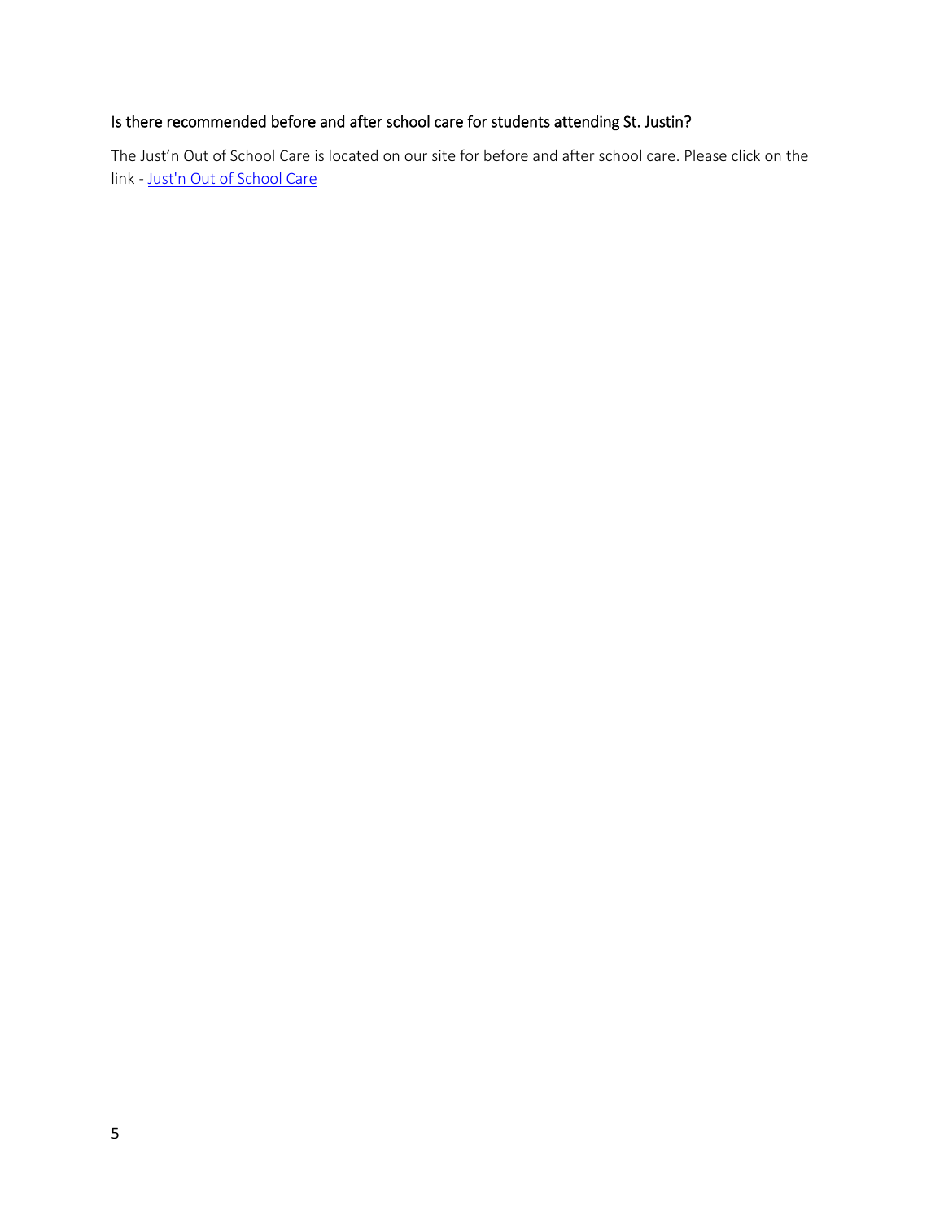### Is there recommended before and after school care for students attending St. Justin?

The Just'n Out of School Care is located on our site for before and after school care. Please click on the link - Just'n Out of School Care